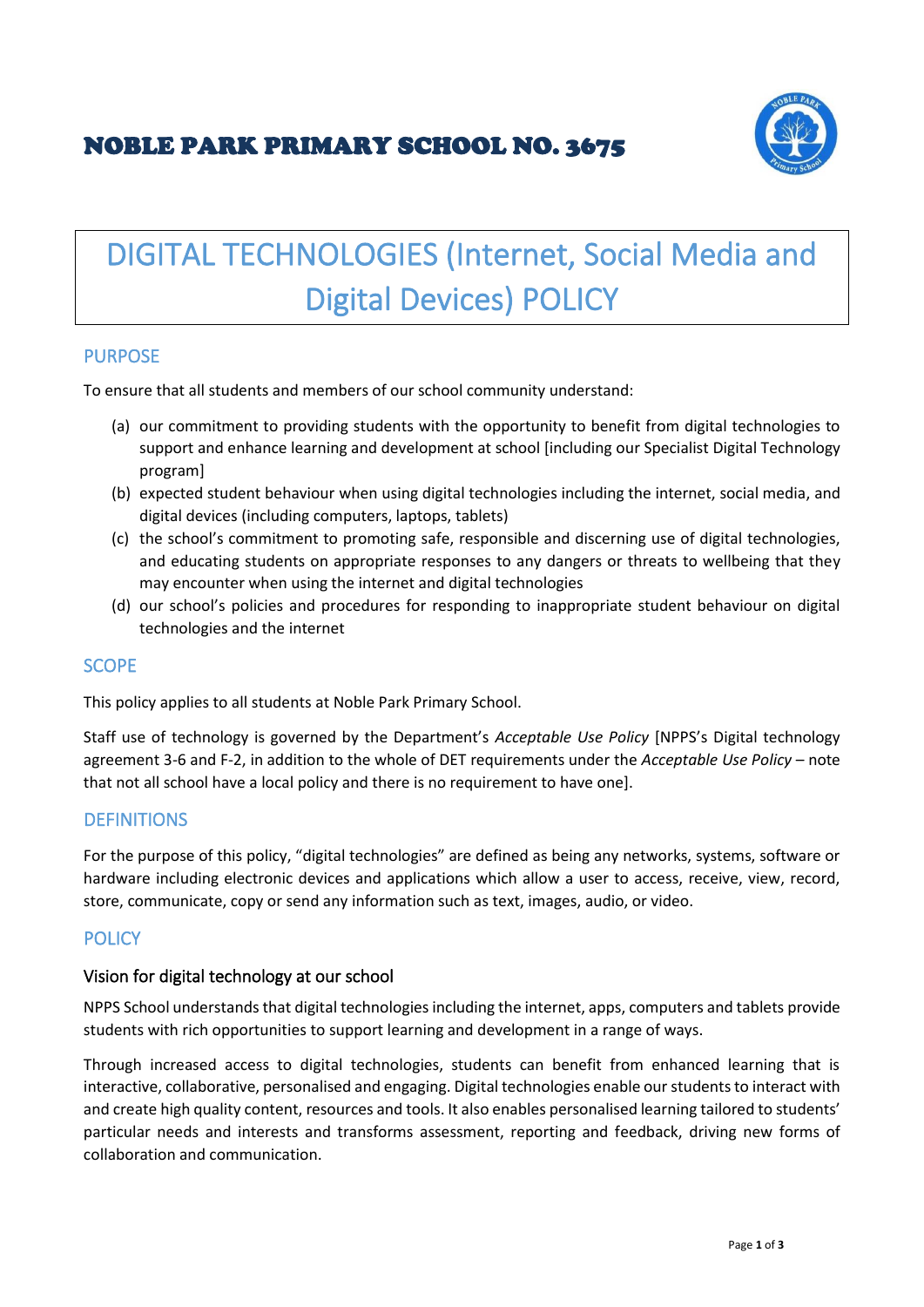# NOBLE PARK PRIMARY SCHOOL NO. 3675

# DIGITAL TECHNOLOGIES (Internet, Social Media and Digital Devices) POLICY

## PURPOSE

To ensure that all students and members of our school community understand:

(a) our commitment to providing students with the opportunity to benefit from digital technologies to support and enhance learning and development at school [including our Specialist Digital Technology program]

(b) expected student behaviour when using digital technologies including the internet, social media, and digital devices (including computers, laptops, tablets)

(c) the school's commitment to promoting safe, responsible and discerning use of digital technologies, and educating students on appropriate responses to any dangers or threats to wellbeing that they may encounter when using the internet and digital technologies

(d) our school's policies and procedures for responding to inappropriate student behaviour on digital technologies and the internet

## SCOPE

This policy applies to all students at Noble Park Primary School.

Staff use of technology is governed by the Department's *Acceptable Use Policy* [NPPS's Digital technology agreement 3-6 and F-2, in addition to the whole of DET requirements under the *Acceptable Use Policy* – note that not all school have a local policy and there is no requirement to have one].

## DEFINITIONS

For the purpose of this policy, "digital technologies" are defined as being any networks, systems, software or hardware including electronic devices and applications which allow a user to access, receive, view, record, store, communicate, copy or send any information such as text, images, audio, or video.

## POLICY

### Vision for digital technology at our school

NPPS School understands that digital technologies including the internet, apps, computers and tablets provide students with rich opportunities to support learning and development in a range of ways.

Through increased access to digital technologies, students can benefit from enhanced learning that is interactive, collaborative, personalised and engaging. Digital technologies enable our students to interact with and create high quality content, resources and tools. It also enables personalised learning tailored to students' particular needs and interests and transforms assessment, reporting and feedback, driving new forms of collaboration and communication.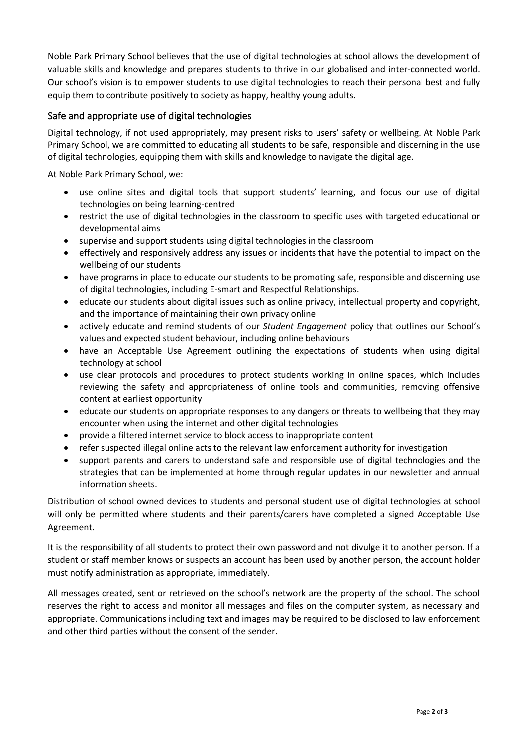Noble Park Primary School believes that the use of digital technologies at school allows the development of valuable skills and knowledge and prepares students to thrive in our globalised and inter-connected world. Our school's vision is to empower students to use digital technologies to reach their personal best and fully equip them to contribute positively to society as happy, healthy young adults.

## Safe and appropriate use of digital technologies

Digital technology, if not used appropriately, may present risks to users' safety or wellbeing. At Noble Park Primary School, we are committed to educating all students to be safe, responsible and discerning in the use of digital technologies, equipping them with skills and knowledge to navigate the digital age.

At Noble Park Primary School, we:

- use online sites and digital tools that support students' learning, and focus our use of digital technologies on being learning-centred
- restrict the use of digital technologies in the classroom to specific uses with targeted educational or developmental aims
- supervise and support students using digital technologies in the classroom
- effectively and responsively address any issues or incidents that have the potential to impact on the wellbeing of our students
- have programs in place to educate our students to be promoting safe, responsible and discerning use of digital technologies, including E-smart and Respectful Relationships.
- educate our students about digital issues such as online privacy, intellectual property and copyright, and the importance of maintaining their own privacy online
- actively educate and remind students of our *Student Engagement* policy that outlines our School's values and expected student behaviour, including online behaviours
- have an Acceptable Use Agreement outlining the expectations of students when using digital technology at school
- use clear protocols and procedures to protect students working in online spaces, which includes reviewing the safety and appropriateness of online tools and communities, removing offensive content at earliest opportunity
- educate our students on appropriate responses to any dangers or threats to wellbeing that they may encounter when using the internet and other digital technologies
- provide a filtered internet service to block access to inappropriate content
- refer suspected illegal online acts to the relevant law enforcement authority for investigation
- support parents and carers to understand safe and responsible use of digital technologies and the strategies that can be implemented at home through regular updates in our newsletter and annual information sheets.

Distribution of school owned devices to students and personal student use of digital technologies at school will only be permitted where students and their parents/carers have completed a signed Acceptable Use Agreement.

It is the responsibility of all students to protect their own password and not divulge it to another person. If a student or staff member knows or suspects an account has been used by another person, the account holder must notify administration as appropriate, immediately.

All messages created, sent or retrieved on the school's network are the property of the school. The school reserves the right to access and monitor all messages and files on the computer system, as necessary and appropriate. Communications including text and images may be required to be disclosed to law enforcement and other third parties without the consent of the sender.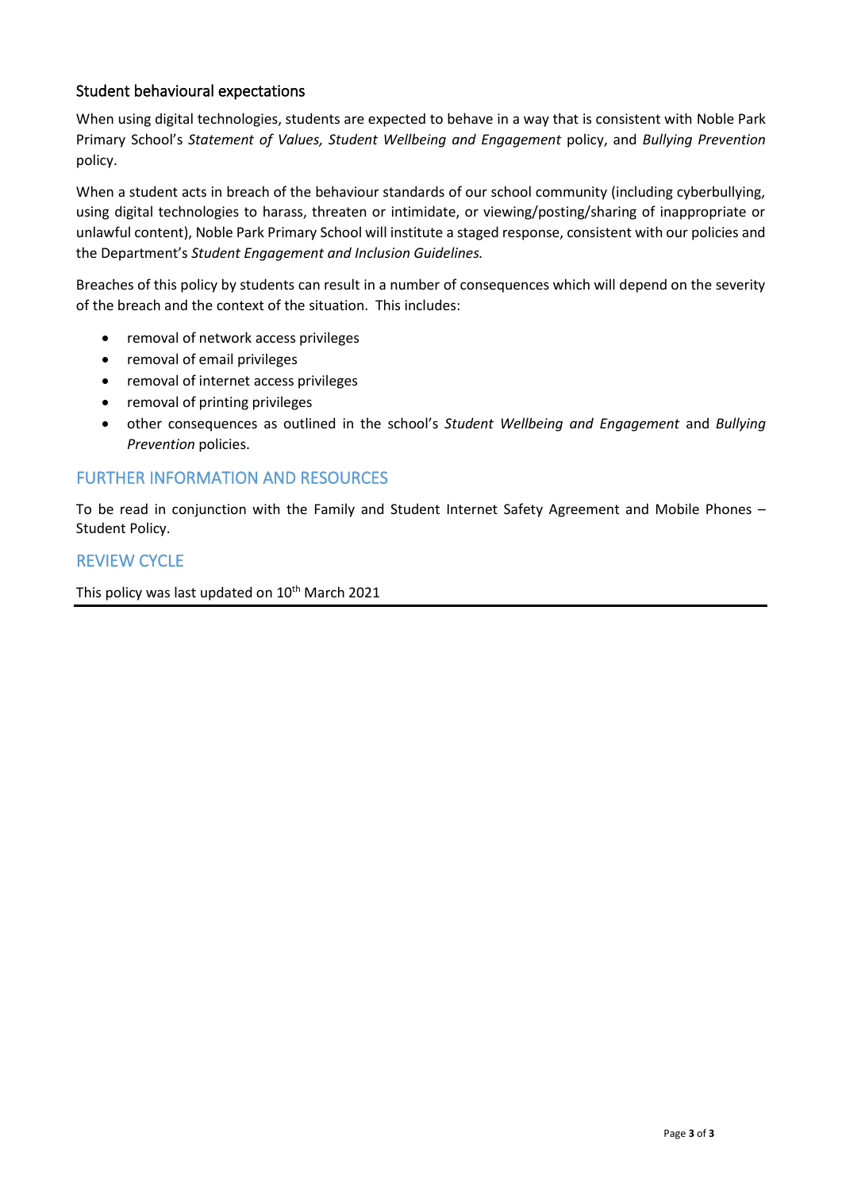### Student behavioural expectations

When using digital technologies, students are expected to behave in a way that is consistent with Noble Park Primary School's *Statement of Values, Student Wellbeing and Engagement* policy, and *Bullying Prevention* policy.

When a student acts in breach of the behaviour standards of our school community (including cyberbullying, using digital technologies to harass, threaten or intimidate, or viewing/posting/sharing of inappropriate or unlawful content), Noble Park Primary School will institute a staged response, consistent with our policies and the Department's *Student Engagement and Inclusion Guidelines.*

Breaches of this policy by students can result in a number of consequences which will depend on the severity of the breach and the context of the situation. This includes:

- removal of network access privileges
- removal of email privileges
- removal of internet access privileges
- removal of printing privileges
- other consequences as outlined in the school's *Student Wellbeing and Engagement* and *Bullying Prevention* policies.

## FURTHER INFORMATION AND RESOURCES

To be read in conjunction with the Family and Student Internet Safety Agreement and Mobile Phones – Student Policy.

## REVIEW CYCLE

This policy was last updated on 10th March 2021